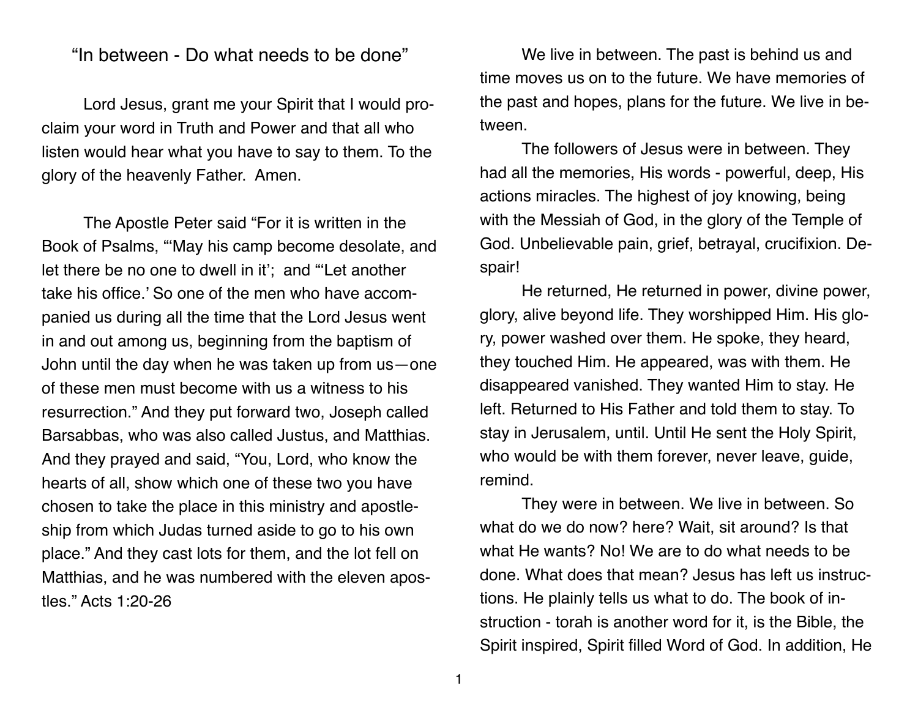# “In between - Do what needs to be done”

Lord Jesus, grant me your Spirit that I would proclaim your word in Truth and Power and that all who listen would hear what you have to say to them. To the glory of the heavenly Father.  Amen.

The Apostle Peter said “For it is written in the Book of Psalms, “‘May his camp become desolate, and let there be no one to dwell in it’;  and “‘Let another take his office.’ So one of the men who have accompanied us during all the time that the Lord Jesus went in and out among us, beginning from the baptism of John until the day when he was taken up from us—one of these men must become with us a witness to his resurrection.” And they put forward two, Joseph called Barsabbas, who was also called Justus, and Matthias. And they prayed and said, “You, Lord, who know the hearts of all, show which one of these two you have chosen to take the place in this ministry and apostleship from which Judas turned aside to go to his own place.” And they cast lots for them, and the lot fell on Matthias, and he was numbered with the eleven apostles.” Acts 1:20-26

We live in between. The past is behind us and time moves us on to the future. We have memories of the past and hopes, plans for the future. We live in between.

The followers of Jesus were in between. They had all the memories, His words - powerful, deep, His actions miracles. The highest of joy knowing, being with the Messiah of God, in the glory of the Temple of God. Unbelievable pain, grief, betrayal, crucifixion. Despair!

He returned, He returned in power, divine power, glory, alive beyond life. They worshipped Him. His glory, power washed over them. He spoke, they heard, they touched Him. He appeared, was with them. He disappeared vanished. They wanted Him to stay. He left. Returned to His Father and told them to stay. To stay in Jerusalem, until. Until He sent the Holy Spirit, who would be with them forever, never leave, guide, remind.

They were in between. We live in between. So what do we do now? here? Wait, sit around? Is that what He wants? No! We are to do what needs to be done. What does that mean? Jesus has left us instructions. He plainly tells us what to do. The book of instruction - torah is another word for it, is the Bible, the Spirit inspired, Spirit filled Word of God. In addition, He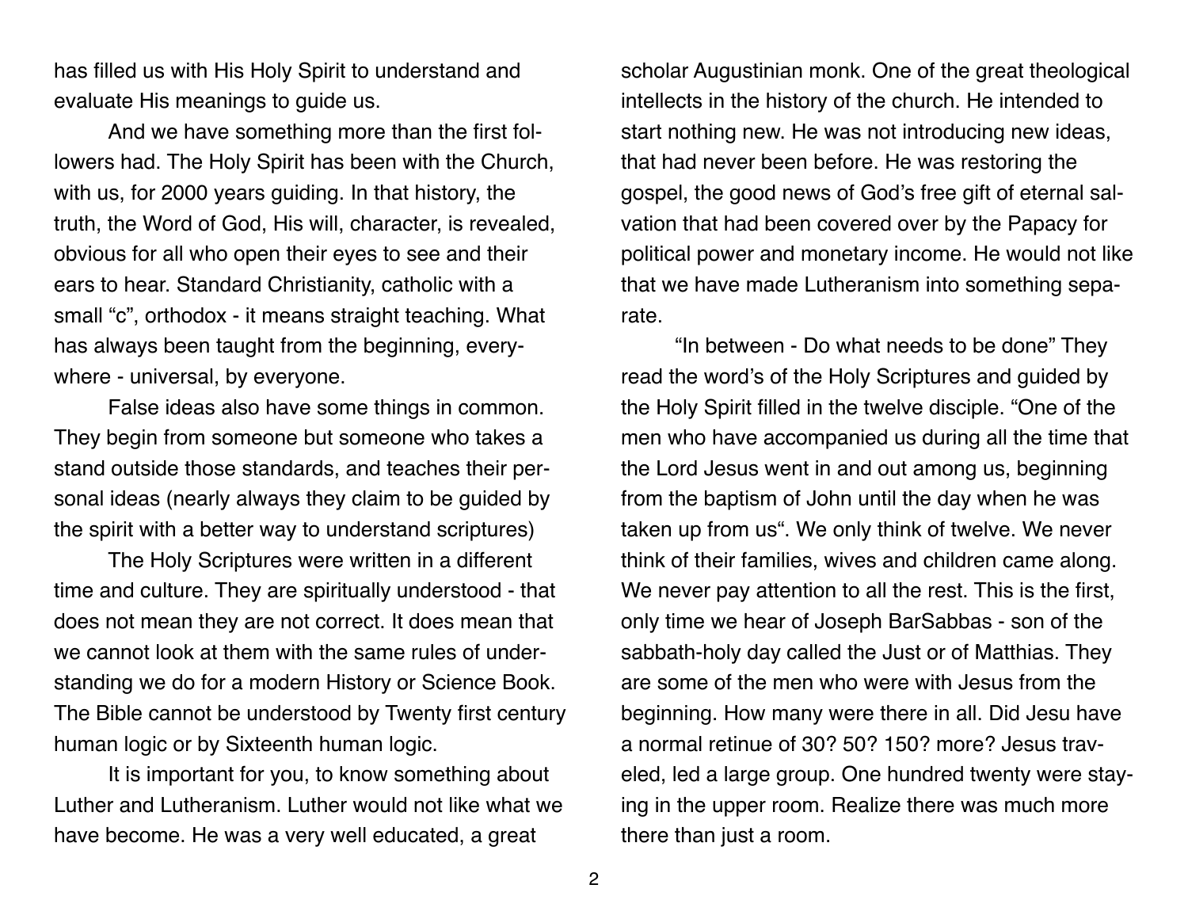has filled us with His Holy Spirit to understand and evaluate His meanings to guide us.

And we have something more than the first followers had. The Holy Spirit has been with the Church, with us, for 2000 years guiding. In that history, the truth, the Word of God, His will, character, is revealed, obvious for all who open their eyes to see and their ears to hear. Standard Christianity, catholic with a small "c", orthodox - it means straight teaching. What has always been taught from the beginning, everywhere - universal, by everyone.

False ideas also have some things in common. They begin from someone but someone who takes a stand outside those standards, and teaches their personal ideas (nearly always they claim to be guided by the spirit with a better way to understand scriptures)

The Holy Scriptures were written in a different time and culture. They are spiritually understood - that does not mean they are not correct. It does mean that we cannot look at them with the same rules of understanding we do for a modern History or Science Book. The Bible cannot be understood by Twenty first century human logic or by Sixteenth human logic.

It is important for you, to know something about Luther and Lutheranism. Luther would not like what we have become. He was a very well educated, a great scholar Augustinian monk. One of the great theological intellects in the history of the church. He intended to start nothing new. He was not introducing new ideas, that had never been before. He was restoring the gospel, the good news of God's free gift of eternal salvation that had been covered over by the Papacy for political power and monetary income. He would not like that we have made Lutheranism into something separate.

"In between - Do what needs to be done" They read the word's of the Holy Scriptures and guided by the Holy Spirit filled in the twelve disciple. "One of the men who have accompanied us during all the time that the Lord Jesus went in and out among us, beginning from the baptism of John until the day when he was taken up from us". We only think of twelve. We never think of their families, wives and children came along. We never pay attention to all the rest. This is the first, only time we hear of Joseph BarSabbas - son of the sabbath-holy day called the Just or of Matthias. They are some of the men who were with Jesus from the beginning. How many were there in all. Did Jesu have a normal retinue of 30? 50? 150? more? Jesus traveled, led a large group. One hundred twenty were staying in the upper room. Realize there was much more there than just a room.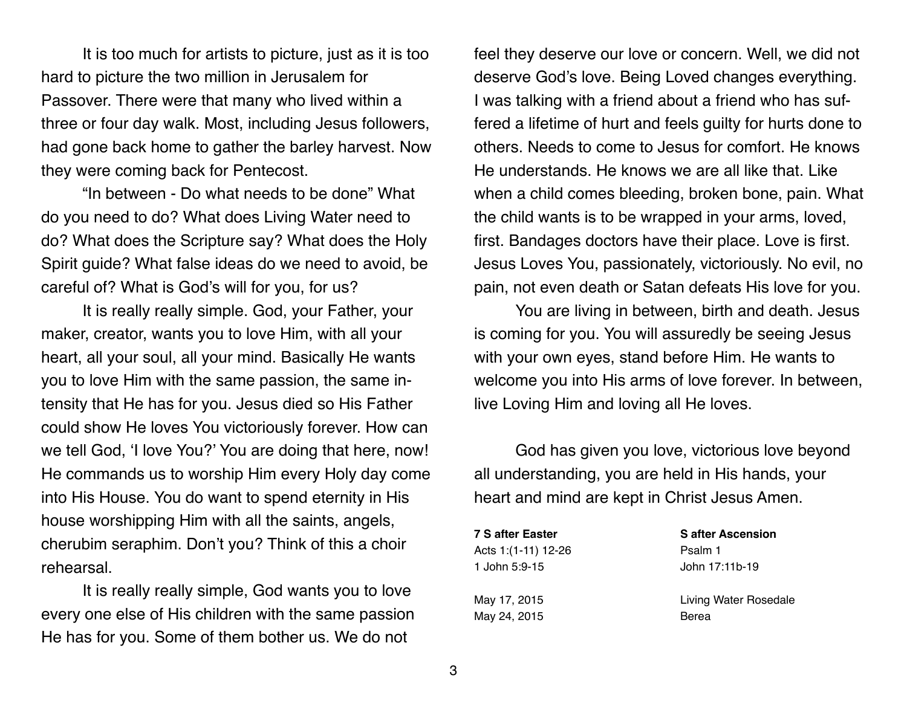It is too much for artists to picture, just as it is too hard to picture the two million in Jerusalem for Passover. There were that many who lived within a three or four day walk. Most, including Jesus followers, had gone back home to gather the barley harvest. Now they were coming back for Pentecost.

"In between - Do what needs to be done" What do you need to do? What does Living Water need to do? What does the Scripture say? What does the Holy Spirit guide? What false ideas do we need to avoid, be careful of? What is God's will for you, for us?

It is really really simple. God, your Father, your maker, creator, wants you to love Him, with all your heart, all your soul, all your mind. Basically He wants you to love Him with the same passion, the same intensity that He has for you. Jesus died so His Father could show He loves You victoriously forever. How can we tell God, 'I love You?' You are doing that here, now! He commands us to worship Him every Holy day come into His House. You do want to spend eternity in His house worshipping Him with all the saints, angels, cherubim seraphim. Don't you? Think of this a choir rehearsal.

It is really really simple, God wants you to love every one else of His children with the same passion He has for you. Some of them bother us. We do not feel they deserve our love or concern. Well, we did not deserve God's love. Being Loved changes everything. I was talking with a friend about a friend who has suffered a lifetime of hurt and feels guilty for hurts done to others. Needs to come to Jesus for comfort. He knows He understands. He knows we are all like that. Like when a child comes bleeding, broken bone, pain. What the child wants is to be wrapped in your arms, loved, first. Bandages doctors have their place. Love is first. Jesus Loves You, passionately, victoriously. No evil, no pain, not even death or Satan defeats His love for you.

You are living in between, birth and death. Jesus is coming for you. You will assuredly be seeing Jesus with your own eyes, stand before Him. He wants to welcome you into His arms of love forever. In between, live Loving Him and loving all He loves.

God has given you love, victorious love beyond all understanding, you are held in His hands, your heart and mind are kept in Christ Jesus Amen.

| **7 S after Easter** | **S after Ascension** |
|---|---|
| Acts 1:(1-11) 12-26 | Psalm 1 |
| 1 John 5:9-15 | John 17:11b-19 |
| | |
| May 17, 2015 | Living Water Rosedale |
| May 24, 2015 | Berea |